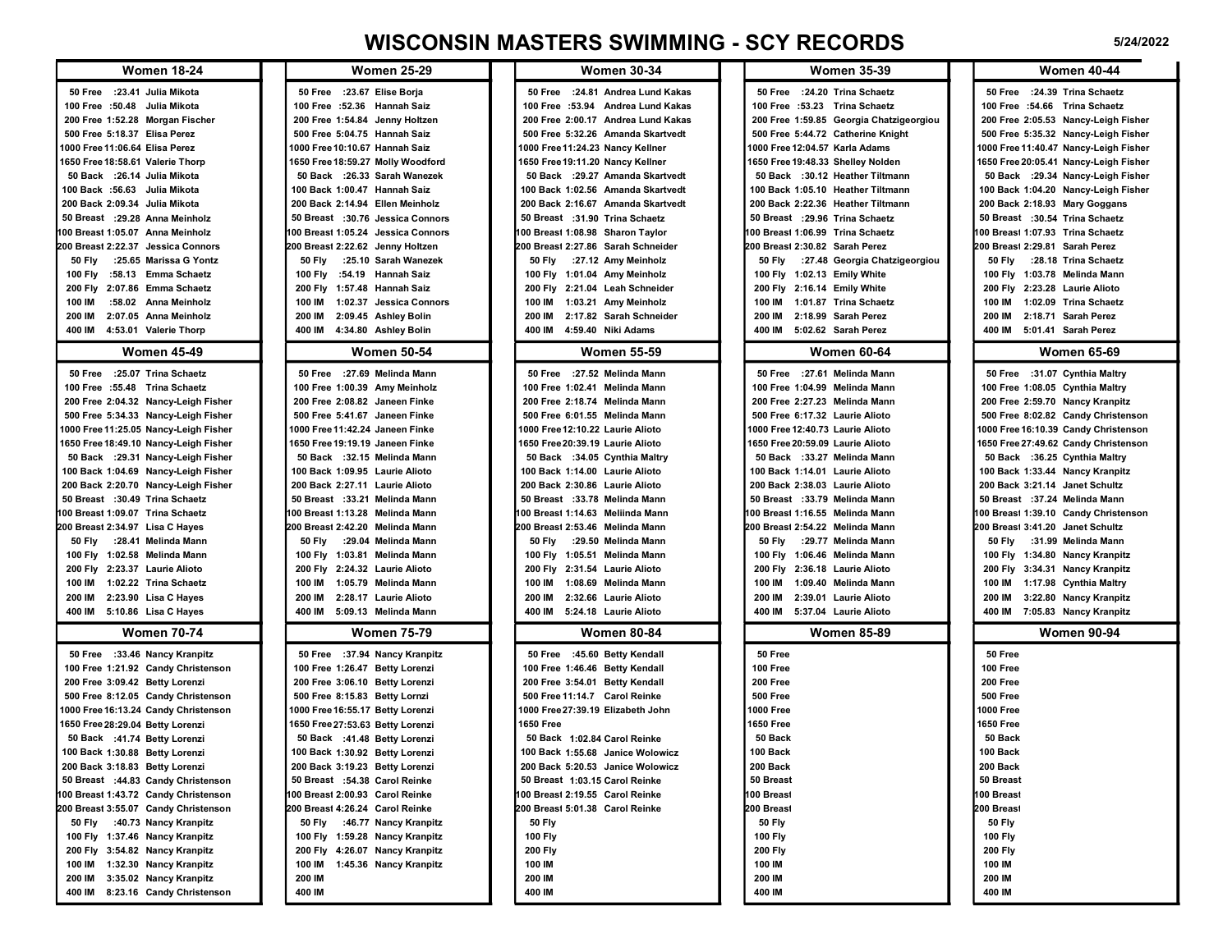# WISCONSIN MASTERS SWIMMING - SCY RECORDS

5/24/2022

## Women 18-24

| Event | Time | Name |
|---|---|---|
| 50 Free | :23.41 | Julia Mikota |
| 100 Free | :50.48 | Julia Mikota |
| 200 Free | 1:52.28 | Morgan Fischer |
| 500 Free | 5:18.37 | Elisa Perez |
| 1000 Free | 11:06.64 | Elisa Perez |
| 1650 Free | 18:58.61 | Valerie Thorp |
| 50 Back | :26.14 | Julia Mikota |
| 100 Back | :56.63 | Julia Mikota |
| 200 Back | 2:09.34 | Julia Mikota |
| 50 Breast | :29.28 | Anna Meinholz |
| 100 Breast | 1:05.07 | Anna Meinholz |
| 200 Breast | 2:22.37 | Jessica Connors |
| 50 Fly | :25.65 | Marissa G Yontz |
| 100 Fly | :58.13 | Emma Schaetz |
| 200 Fly | 2:07.86 | Emma Schaetz |
| 100 IM | :58.02 | Anna Meinholz |
| 200 IM | 2:07.05 | Anna Meinholz |
| 400 IM | 4:53.01 | Valerie Thorp |

## Women 25-29

| Event | Time | Name |
|---|---|---|
| 50 Free | :23.67 | Elise Borja |
| 100 Free | :52.36 | Hannah Saiz |
| 200 Free | 1:54.84 | Jenny Holtzen |
| 500 Free | 5:04.75 | Hannah Saiz |
| 1000 Free | 10:10.67 | Hannah Saiz |
| 1650 Free | 18:59.27 | Molly Woodford |
| 50 Back | :26.33 | Sarah Wanezek |
| 100 Back | 1:00.47 | Hannah Saiz |
| 200 Back | 2:14.94 | Ellen Meinholz |
| 50 Breast | :30.76 | Jessica Connors |
| 100 Breast | 1:05.24 | Jessica Connors |
| 200 Breast | 2:22.62 | Jenny Holtzen |
| 50 Fly | :25.10 | Sarah Wanezek |
| 100 Fly | :54.19 | Hannah Saiz |
| 200 Fly | 1:57.48 | Hannah Saiz |
| 100 IM | 1:02.37 | Jessica Connors |
| 200 IM | 2:09.45 | Ashley Bolin |
| 400 IM | 4:34.80 | Ashley Bolin |

## Women 30-34

| Event | Time | Name |
|---|---|---|
| 50 Free | :24.81 | Andrea Lund Kakas |
| 100 Free | :53.94 | Andrea Lund Kakas |
| 200 Free | 2:00.17 | Andrea Lund Kakas |
| 500 Free | 5:32.26 | Amanda Skartvedt |
| 1000 Free | 11:24.23 | Nancy Kellner |
| 1650 Free | 19:11.20 | Nancy Kellner |
| 50 Back | :29.27 | Amanda Skartvedt |
| 100 Back | 1:02.56 | Amanda Skartvedt |
| 200 Back | 2:16.67 | Amanda Skartvedt |
| 50 Breast | :31.90 | Trina Schaetz |
| 100 Breast | 1:08.98 | Sharon Taylor |
| 200 Breast | 2:27.86 | Sarah Schneider |
| 50 Fly | :27.12 | Amy Meinholz |
| 100 Fly | 1:01.04 | Amy Meinholz |
| 200 Fly | 2:21.04 | Leah Schneider |
| 100 IM | 1:03.21 | Amy Meinholz |
| 200 IM | 2:17.82 | Sarah Schneider |
| 400 IM | 4:59.40 | Niki Adams |

## Women 35-39

| Event | Time | Name |
|---|---|---|
| 50 Free | :24.20 | Trina Schaetz |
| 100 Free | :53.23 | Trina Schaetz |
| 200 Free | 1:59.85 | Georgia Chatzigeorgiou |
| 500 Free | 5:44.72 | Catherine Knight |
| 1000 Free | 12:04.57 | Karla Adams |
| 1650 Free | 19:48.33 | Shelley Nolden |
| 50 Back | :30.12 | Heather Tiltmann |
| 100 Back | 1:05.10 | Heather Tiltmann |
| 200 Back | 2:22.36 | Heather Tiltmann |
| 50 Breast | :29.96 | Trina Schaetz |
| 100 Breast | 1:06.99 | Trina Schaetz |
| 200 Breast | 2:30.82 | Sarah Perez |
| 50 Fly | :27.48 | Georgia Chatzigeorgiou |
| 100 Fly | 1:02.13 | Emily White |
| 200 Fly | 2:16.14 | Emily White |
| 100 IM | 1:01.87 | Trina Schaetz |
| 200 IM | 2:18.99 | Sarah Perez |
| 400 IM | 5:02.62 | Sarah Perez |

## Women 40-44

| Event | Time | Name |
|---|---|---|
| 50 Free | :24.39 | Trina Schaetz |
| 100 Free | :54.66 | Trina Schaetz |
| 200 Free | 2:05.53 | Nancy-Leigh Fisher |
| 500 Free | 5:35.32 | Nancy-Leigh Fisher |
| 1000 Free | 11:40.47 | Nancy-Leigh Fisher |
| 1650 Free | 20:05.41 | Nancy-Leigh Fisher |
| 50 Back | :29.34 | Nancy-Leigh Fisher |
| 100 Back | 1:04.20 | Nancy-Leigh Fisher |
| 200 Back | 2:18.93 | Mary Goggans |
| 50 Breast | :30.54 | Trina Schaetz |
| 100 Breast | 1:07.93 | Trina Schaetz |
| 200 Breast | 2:29.81 | Sarah Perez |
| 50 Fly | :28.18 | Trina Schaetz |
| 100 Fly | 1:03.78 | Melinda Mann |
| 200 Fly | 2:23.28 | Laurie Alioto |
| 100 IM | 1:02.09 | Trina Schaetz |
| 200 IM | 2:18.71 | Sarah Perez |
| 400 IM | 5:01.41 | Sarah Perez |

## Women 45-49

| Event | Time | Name |
|---|---|---|
| 50 Free | :25.07 | Trina Schaetz |
| 100 Free | :55.48 | Trina Schaetz |
| 200 Free | 2:04.32 | Nancy-Leigh Fisher |
| 500 Free | 5:34.53 | Nancy-Leigh Fisher |
| 1000 Free | 11:25.05 | Nancy-Leigh Fisher |
| 1650 Free | 18:49.10 | Nancy-Leigh Fisher |
| 50 Back | :29.31 | Nancy-Leigh Fisher |
| 100 Back | 1:04.69 | Nancy-Leigh Fisher |
| 200 Back | 2:20.70 | Nancy-Leigh Fisher |
| 50 Breast | :30.49 | Trina Schaetz |
| 100 Breast | 1:09.07 | Trina Schaetz |
| 200 Breast | 2:34.97 | Lisa C Hayes |
| 50 Fly | :28.41 | Melinda Mann |
| 100 Fly | 1:02.58 | Melinda Mann |
| 200 Fly | 2:23.37 | Laurie Alioto |
| 100 IM | 1:02.22 | Trina Schaetz |
| 200 IM | 2:23.90 | Lisa C Hayes |
| 400 IM | 5:10.86 | Lisa C Hayes |

## Women 50-54

| Event | Time | Name |
|---|---|---|
| 50 Free | :27.69 | Melinda Mann |
| 100 Free | 1:00.39 | Amy Meinholz |
| 200 Free | 2:08.82 | Janeen Finke |
| 500 Free | 5:41.67 | Janeen Finke |
| 1000 Free | 11:42.24 | Janeen Finke |
| 1650 Free | 19:19.19 | Janeen Finke |
| 50 Back | :32.15 | Melinda Mann |
| 100 Back | 1:09.95 | Laurie Alioto |
| 200 Back | 2:27.11 | Laurie Alioto |
| 50 Breast | :33.21 | Melinda Mann |
| 100 Breast | 1:13.28 | Melinda Mann |
| 200 Breast | 2:42.20 | Melinda Mann |
| 50 Fly | :29.04 | Melinda Mann |
| 100 Fly | 1:03.81 | Melinda Mann |
| 200 Fly | 2:24.32 | Laurie Alioto |
| 100 IM | 1:05.79 | Melinda Mann |
| 200 IM | 2:28.17 | Laurie Alioto |
| 400 IM | 5:09.13 | Melinda Mann |

## Women 55-59

| Event | Time | Name |
|---|---|---|
| 50 Free | :27.52 | Melinda Mann |
| 100 Free | 1:02.41 | Melinda Mann |
| 200 Free | 2:18.74 | Melinda Mann |
| 500 Free | 6:01.55 | Melinda Mann |
| 1000 Free | 12:10.22 | Laurie Alioto |
| 1650 Free | 20:39.19 | Laurie Alioto |
| 50 Back | :34.05 | Cynthia Maltry |
| 100 Back | 1:14.00 | Laurie Alioto |
| 200 Back | 2:30.86 | Laurie Alioto |
| 50 Breast | :33.78 | Melinda Mann |
| 100 Breast | 1:14.63 | Meliinda Mann |
| 200 Breast | 2:53.46 | Melinda Mann |
| 50 Fly | :29.50 | Melinda Mann |
| 100 Fly | 1:05.51 | Melinda Mann |
| 200 Fly | 2:31.54 | Laurie Alioto |
| 100 IM | 1:08.69 | Melinda Mann |
| 200 IM | 2:32.66 | Laurie Alioto |
| 400 IM | 5:24.18 | Laurie Alioto |

## Women 60-64

| Event | Time | Name |
|---|---|---|
| 50 Free | :27.61 | Melinda Mann |
| 100 Free | 1:04.99 | Melinda Mann |
| 200 Free | 2:27.23 | Melinda Mann |
| 500 Free | 6:17.32 | Laurie Alioto |
| 1000 Free | 12:40.73 | Laurie Alioto |
| 1650 Free | 20:59.09 | Laurie Alioto |
| 50 Back | :33.27 | Melinda Mann |
| 100 Back | 1:14.01 | Laurie Alioto |
| 200 Back | 2:38.03 | Laurie Alioto |
| 50 Breast | :33.79 | Melinda Mann |
| 100 Breast | 1:16.55 | Melinda Mann |
| 200 Breast | 2:54.22 | Melinda Mann |
| 50 Fly | :29.77 | Melinda Mann |
| 100 Fly | 1:06.46 | Melinda Mann |
| 200 Fly | 2:36.18 | Laurie Alioto |
| 100 IM | 1:09.40 | Melinda Mann |
| 200 IM | 2:39.01 | Laurie Alioto |
| 400 IM | 5:37.04 | Laurie Alioto |

## Women 65-69

| Event | Time | Name |
|---|---|---|
| 50 Free | :31.07 | Cynthia Maltry |
| 100 Free | 1:08.05 | Cynthia Maltry |
| 200 Free | 2:59.70 | Nancy Kranpitz |
| 500 Free | 8:02.82 | Candy Christenson |
| 1000 Free | 16:10.39 | Candy Christenson |
| 1650 Free | 27:49.62 | Candy Christenson |
| 50 Back | :36.25 | Cynthia Maltry |
| 100 Back | 1:33.44 | Nancy Kranpitz |
| 200 Back | 3:21.14 | Janet Schultz |
| 50 Breast | :37.24 | Melinda Mann |
| 100 Breast | 1:39.10 | Candy Christenson |
| 200 Breast | 3:41.20 | Janet Schultz |
| 50 Fly | :31.99 | Melinda Mann |
| 100 Fly | 1:34.80 | Nancy Kranpitz |
| 200 Fly | 3:34.31 | Nancy Kranpitz |
| 100 IM | 1:17.98 | Cynthia Maltry |
| 200 IM | 3:22.80 | Nancy Kranpitz |
| 400 IM | 7:05.83 | Nancy Kranpitz |

## Women 70-74

| Event | Time | Name |
|---|---|---|
| 50 Free | :33.46 | Nancy Kranpitz |
| 100 Free | 1:21.92 | Candy Christenson |
| 200 Free | 3:09.42 | Betty Lorenzi |
| 500 Free | 8:12.05 | Candy Christenson |
| 1000 Free | 16:13.24 | Candy Christenson |
| 1650 Free | 28:29.04 | Betty Lorenzi |
| 50 Back | :41.74 | Betty Lorenzi |
| 100 Back | 1:30.88 | Betty Lorenzi |
| 200 Back | 3:18.83 | Betty Lorenzi |
| 50 Breast | :44.83 | Candy Christenson |
| 100 Breast | 1:43.72 | Candy Christenson |
| 200 Breast | 3:55.07 | Candy Christenson |
| 50 Fly | :40.73 | Nancy Kranpitz |
| 100 Fly | 1:37.46 | Nancy Kranpitz |
| 200 Fly | 3:54.82 | Nancy Kranpitz |
| 100 IM | 1:32.30 | Nancy Kranpitz |
| 200 IM | 3:35.02 | Nancy Kranpitz |
| 400 IM | 8:23.16 | Candy Christenson |

## Women 75-79

| Event | Time | Name |
|---|---|---|
| 50 Free | :37.94 | Nancy Kranpitz |
| 100 Free | 1:26.47 | Betty Lorenzi |
| 200 Free | 3:06.10 | Betty Lorenzi |
| 500 Free | 8:15.83 | Betty Lornzi |
| 1000 Free | 16:55.17 | Betty Lorenzi |
| 1650 Free | 27:53.63 | Betty Lorenzi |
| 50 Back | :41.48 | Betty Lorenzi |
| 100 Back | 1:30.92 | Betty Lorenzi |
| 200 Back | 3:19.23 | Betty Lorenzi |
| 50 Breast | :54.38 | Carol Reinke |
| 100 Breast | 2:00.93 | Carol Reinke |
| 200 Breast | 4:26.24 | Carol Reinke |
| 50 Fly | :46.77 | Nancy Kranpitz |
| 100 Fly | 1:59.28 | Nancy Kranpitz |
| 200 Fly | 4:26.07 | Nancy Kranpitz |
| 100 IM | 1:45.36 | Nancy Kranpitz |
| 200 IM | | |
| 400 IM | | |

## Women 80-84

| Event | Time | Name |
|---|---|---|
| 50 Free | :45.60 | Betty Kendall |
| 100 Free | 1:46.46 | Betty Kendall |
| 200 Free | 3:54.01 | Betty Kendall |
| 500 Free | 11:14.7 | Carol Reinke |
| 1000 Free | 27:39.19 | Elizabeth John |
| 1650 Free | | |
| 50 Back | 1:02.84 | Carol Reinke |
| 100 Back | 1:55.68 | Janice Wolowicz |
| 200 Back | 5:20.53 | Janice Wolowicz |
| 50 Breast | 1:03.15 | Carol Reinke |
| 100 Breast | 2:19.55 | Carol Reinke |
| 200 Breast | 5:01.38 | Carol Reinke |
| 50 Fly | | |
| 100 Fly | | |
| 200 Fly | | |
| 100 IM | | |
| 200 IM | | |
| 400 IM | | |

## Women 85-89

| Event | Time | Name |
|---|---|---|
| 50 Free | | |
| 100 Free | | |
| 200 Free | | |
| 500 Free | | |
| 1000 Free | | |
| 1650 Free | | |
| 50 Back | | |
| 100 Back | | |
| 200 Back | | |
| 50 Breast | | |
| 100 Breast | | |
| 200 Breast | | |
| 50 Fly | | |
| 100 Fly | | |
| 200 Fly | | |
| 100 IM | | |
| 200 IM | | |
| 400 IM | | |

## Women 90-94

| Event | Time | Name |
|---|---|---|
| 50 Free | | |
| 100 Free | | |
| 200 Free | | |
| 500 Free | | |
| 1000 Free | | |
| 1650 Free | | |
| 50 Back | | |
| 100 Back | | |
| 200 Back | | |
| 50 Breast | | |
| 100 Breast | | |
| 200 Breast | | |
| 50 Fly | | |
| 100 Fly | | |
| 200 Fly | | |
| 100 IM | | |
| 200 IM | | |
| 400 IM | | |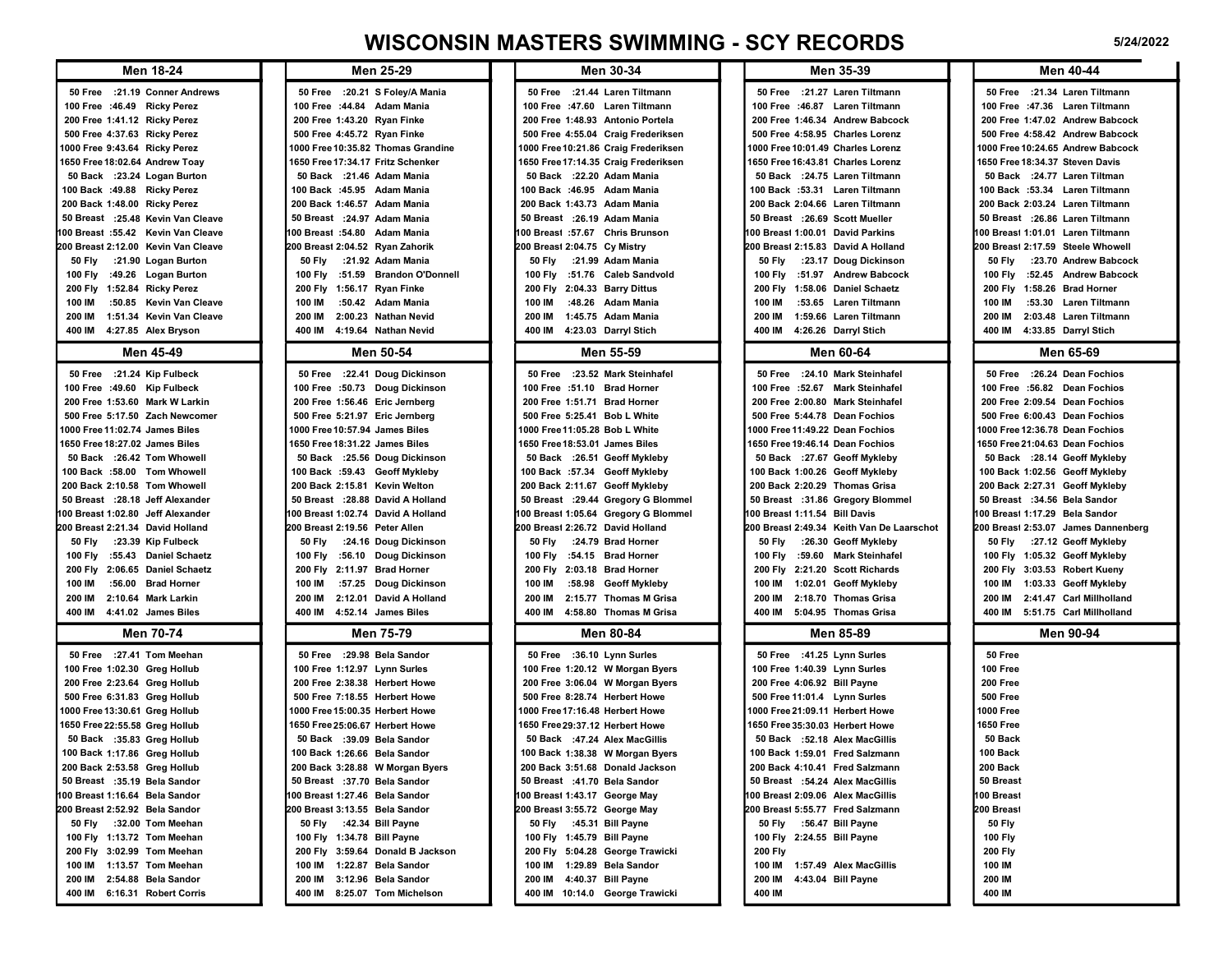# WISCONSIN MASTERS SWIMMING - SCY RECORDS

5/24/2022

## Men 18-24

| Event | Time | Name |
|---|---|---|
| 50 Free | :21.19 | Conner Andrews |
| 100 Free | :46.49 | Ricky Perez |
| 200 Free | 1:41.12 | Ricky Perez |
| 500 Free | 4:37.63 | Ricky Perez |
| 1000 Free | 9:43.64 | Ricky Perez |
| 1650 Free | 18:02.64 | Andrew Toay |
| 50 Back | :23.24 | Logan Burton |
| 100 Back | :49.88 | Ricky Perez |
| 200 Back | 1:48.00 | Ricky Perez |
| 50 Breast | :25.48 | Kevin Van Cleave |
| 100 Breast | :55.42 | Kevin Van Cleave |
| 200 Breast | 2:12.00 | Kevin Van Cleave |
| 50 Fly | :21.90 | Logan Burton |
| 100 Fly | :49.26 | Logan Burton |
| 200 Fly | 1:52.84 | Ricky Perez |
| 100 IM | :50.85 | Kevin Van Cleave |
| 200 IM | 1:51.34 | Kevin Van Cleave |
| 400 IM | 4:27.85 | Alex Bryson |

## Men 25-29

| Event | Time | Name |
|---|---|---|
| 50 Free | :20.21 | S Foley/A Mania |
| 100 Free | :44.84 | Adam Mania |
| 200 Free | 1:43.20 | Ryan Finke |
| 500 Free | 4:45.72 | Ryan Finke |
| 1000 Free | 10:35.82 | Thomas Grandine |
| 1650 Free | 17:34.17 | Fritz Schenker |
| 50 Back | :21.46 | Adam Mania |
| 100 Back | :45.95 | Adam Mania |
| 200 Back | 1:46.57 | Adam Mania |
| 50 Breast | :24.97 | Adam Mania |
| 100 Breast | :54.80 | Adam Mania |
| 200 Breast | 2:04.52 | Ryan Zahorik |
| 50 Fly | :21.92 | Adam Mania |
| 100 Fly | :51.59 | Brandon O'Donnell |
| 200 Fly | 1:56.17 | Ryan Finke |
| 100 IM | :50.42 | Adam Mania |
| 200 IM | 2:00.23 | Nathan Nevid |
| 400 IM | 4:19.64 | Nathan Nevid |

## Men 30-34

| Event | Time | Name |
|---|---|---|
| 50 Free | :21.44 | Laren Tiltmann |
| 100 Free | :47.60 | Laren Tiltmann |
| 200 Free | 1:48.93 | Antonio Portela |
| 500 Free | 4:55.04 | Craig Frederiksen |
| 1000 Free | 10:01.86 | Craig Frederiksen |
| 1650 Free | 17:14.35 | Craig Frederiksen |
| 50 Back | :22.20 | Adam Mania |
| 100 Back | :46.95 | Adam Mania |
| 200 Back | 1:43.73 | Adam Mania |
| 50 Breast | :26.19 | Adam Mania |
| 100 Breast | :57.67 | Chris Brunson |
| 200 Breast | 2:04.75 | Cy Mistry |
| 50 Fly | :21.99 | Adam Mania |
| 100 Fly | :51.76 | Caleb Sandvold |
| 200 Fly | 2:04.33 | Barry Dittus |
| 100 IM | :48.26 | Adam Mania |
| 200 IM | 1:45.75 | Adam Mania |
| 400 IM | 4:23.03 | Darryl Stich |

## Men 35-39

| Event | Time | Name |
|---|---|---|
| 50 Free | :21.27 | Laren Tiltmann |
| 100 Free | :46.87 | Laren Tiltmann |
| 200 Free | 1:46.34 | Andrew Babcock |
| 500 Free | 4:58.95 | Charles Lorenz |
| 1000 Free | 10:01.49 | Charles Lorenz |
| 1650 Free | 16:43.81 | Charles Lorenz |
| 50 Back | :24.75 | Laren Tiltmann |
| 100 Back | :53.31 | Laren Tiltmann |
| 200 Back | 2:04.66 | Laren Tiltmann |
| 50 Breast | :26.69 | Scott Mueller |
| 100 Breast | 1:00.01 | David Parkins |
| 200 Breast | 2:15.83 | David A Holland |
| 50 Fly | :23.17 | Doug Dickinson |
| 100 Fly | :51.97 | Andrew Babcock |
| 200 Fly | 1:58.06 | Daniel Schaetz |
| 100 IM | :53.65 | Laren Tiltmann |
| 200 IM | 1:59.66 | Laren Tiltmann |
| 400 IM | 4:26.26 | Darryl Stich |

## Men 40-44

| Event | Time | Name |
|---|---|---|
| 50 Free | :21.34 | Laren Tiltmann |
| 100 Free | :47.36 | Laren Tiltmann |
| 200 Free | 1:47.02 | Andrew Babcock |
| 500 Free | 4:58.42 | Andrew Babcock |
| 1000 Free | 10:24.65 | Andrew Babcock |
| 1650 Free | 18:34.37 | Steven Davis |
| 50 Back | :24.77 | Laren Tiltman |
| 100 Back | :53.34 | Laren Tiltmann |
| 200 Back | 2:03.24 | Laren Tiltmann |
| 50 Breast | :26.86 | Laren Tiltmann |
| 100 Breast | 1:01.01 | Laren Tiltmann |
| 200 Breast | 2:17.59 | Steele Whowell |
| 50 Fly | :23.70 | Andrew Babcock |
| 100 Fly | :52.45 | Andrew Babcock |
| 200 Fly | 1:58.26 | Brad Horner |
| 100 IM | :53.30 | Laren Tiltmann |
| 200 IM | 2:03.48 | Laren Tiltmann |
| 400 IM | 4:33.85 | Darryl Stich |

## Men 45-49

| Event | Time | Name |
|---|---|---|
| 50 Free | :21.24 | Kip Fulbeck |
| 100 Free | :49.60 | Kip Fulbeck |
| 200 Free | 1:53.60 | Mark W Larkin |
| 500 Free | 5:17.50 | Zach Newcomer |
| 1000 Free | 11:02.74 | James Biles |
| 1650 Free | 18:27.02 | James Biles |
| 50 Back | :26.42 | Tom Whowell |
| 100 Back | :58.00 | Tom Whowell |
| 200 Back | 2:10.58 | Tom Whowell |
| 50 Breast | :28.18 | Jeff Alexander |
| 100 Breast | 1:02.80 | Jeff Alexander |
| 200 Breast | 2:21.34 | David Holland |
| 50 Fly | :23.39 | Kip Fulbeck |
| 100 Fly | :55.43 | Daniel Schaetz |
| 200 Fly | 2:06.65 | Daniel Schaetz |
| 100 IM | :56.00 | Brad Horner |
| 200 IM | 2:10.64 | Mark Larkin |
| 400 IM | 4:41.02 | James Biles |

## Men 50-54

| Event | Time | Name |
|---|---|---|
| 50 Free | :22.41 | Doug Dickinson |
| 100 Free | :50.73 | Doug Dickinson |
| 200 Free | 1:56.46 | Eric Jernberg |
| 500 Free | 5:21.97 | Eric Jernberg |
| 1000 Free | 10:57.94 | James Biles |
| 1650 Free | 18:31.22 | James Biles |
| 50 Back | :25.56 | Doug Dickinson |
| 100 Back | :59.43 | Geoff Mykleby |
| 200 Back | 2:15.81 | Kevin Welton |
| 50 Breast | :28.88 | David A Holland |
| 100 Breast | 1:02.74 | David A Holland |
| 200 Breast | 2:19.56 | Peter Allen |
| 50 Fly | :24.16 | Doug Dickinson |
| 100 Fly | :56.10 | Doug Dickinson |
| 200 Fly | 2:11.97 | Brad Horner |
| 100 IM | :57.25 | Doug Dickinson |
| 200 IM | 2:12.01 | David A Holland |
| 400 IM | 4:52.14 | James Biles |

## Men 55-59

| Event | Time | Name |
|---|---|---|
| 50 Free | :23.52 | Mark Steinhafel |
| 100 Free | :51.10 | Brad Horner |
| 200 Free | 1:51.71 | Brad Horner |
| 500 Free | 5:25.41 | Bob L White |
| 1000 Free | 11:05.28 | Bob L White |
| 1650 Free | 18:53.01 | James Biles |
| 50 Back | :26.51 | Geoff Mykleby |
| 100 Back | :57.34 | Geoff Mykleby |
| 200 Back | 2:11.67 | Geoff Mykleby |
| 50 Breast | :29.44 | Gregory G Blommel |
| 100 Breast | 1:05.64 | Gregory G Blommel |
| 200 Breast | 2:26.72 | David Holland |
| 50 Fly | :24.79 | Brad Horner |
| 100 Fly | :54.15 | Brad Horner |
| 200 Fly | 2:03.18 | Brad Horner |
| 100 IM | :58.98 | Geoff Mykleby |
| 200 IM | 2:15.77 | Thomas M Grisa |
| 400 IM | 4:58.80 | Thomas M Grisa |

## Men 60-64

| Event | Time | Name |
|---|---|---|
| 50 Free | :24.10 | Mark Steinhafel |
| 100 Free | :52.67 | Mark Steinhafel |
| 200 Free | 2:00.80 | Mark Steinhafel |
| 500 Free | 5:44.78 | Dean Fochios |
| 1000 Free | 11:49.22 | Dean Fochios |
| 1650 Free | 19:46.14 | Dean Fochios |
| 50 Back | :27.67 | Geoff Mykleby |
| 100 Back | 1:00.26 | Geoff Mykleby |
| 200 Back | 2:20.29 | Thomas Grisa |
| 50 Breast | :31.86 | Gregory Blommel |
| 100 Breast | 1:11.54 | Bill Davis |
| 200 Breast | 2:49.34 | Keith Van De Laarschot |
| 50 Fly | :26.30 | Geoff Mykleby |
| 100 Fly | :59.60 | Mark Steinhafel |
| 200 Fly | 2:21.20 | Scott Richards |
| 100 IM | 1:02.01 | Geoff Mykleby |
| 200 IM | 2:18.70 | Thomas Grisa |
| 400 IM | 5:04.95 | Thomas Grisa |

## Men 65-69

| Event | Time | Name |
|---|---|---|
| 50 Free | :26.24 | Dean Fochios |
| 100 Free | :56.82 | Dean Fochios |
| 200 Free | 2:09.54 | Dean Fochios |
| 500 Free | 6:00.43 | Dean Fochios |
| 1000 Free | 12:36.78 | Dean Fochios |
| 1650 Free | 21:04.63 | Dean Fochios |
| 50 Back | :28.14 | Geoff Mykleby |
| 100 Back | 1:02.56 | Geoff Mykleby |
| 200 Back | 2:27.31 | Geoff Mykleby |
| 50 Breast | :34.56 | Bela Sandor |
| 100 Breast | 1:17.29 | Bela Sandor |
| 200 Breast | 2:53.07 | James Dannenberg |
| 50 Fly | :27.12 | Geoff Mykleby |
| 100 Fly | 1:05.32 | Geoff Mykleby |
| 200 Fly | 3:03.53 | Robert Kueny |
| 100 IM | 1:03.33 | Geoff Mykleby |
| 200 IM | 2:41.47 | Carl Millholland |
| 400 IM | 5:51.75 | Carl Millholland |

## Men 70-74

| Event | Time | Name |
|---|---|---|
| 50 Free | :27.41 | Tom Meehan |
| 100 Free | 1:02.30 | Greg Hollub |
| 200 Free | 2:23.64 | Greg Hollub |
| 500 Free | 6:31.83 | Greg Hollub |
| 1000 Free | 13:30.61 | Greg Hollub |
| 1650 Free | 22:55.58 | Greg Hollub |
| 50 Back | :35.83 | Greg Hollub |
| 100 Back | 1:17.86 | Greg Hollub |
| 200 Back | 2:53.58 | Greg Hollub |
| 50 Breast | :35.19 | Bela Sandor |
| 100 Breast | 1:16.64 | Bela Sandor |
| 200 Breast | 2:52.92 | Bela Sandor |
| 50 Fly | :32.00 | Tom Meehan |
| 100 Fly | 1:13.72 | Tom Meehan |
| 200 Fly | 3:02.99 | Tom Meehan |
| 100 IM | 1:13.57 | Tom Meehan |
| 200 IM | 2:54.88 | Bela Sandor |
| 400 IM | 6:16.31 | Robert Corris |

## Men 75-79

| Event | Time | Name |
|---|---|---|
| 50 Free | :29.98 | Bela Sandor |
| 100 Free | 1:12.97 | Lynn Surles |
| 200 Free | 2:38.38 | Herbert Howe |
| 500 Free | 7:18.55 | Herbert Howe |
| 1000 Free | 15:00.35 | Herbert Howe |
| 1650 Free | 25:06.67 | Herbert Howe |
| 50 Back | :39.09 | Bela Sandor |
| 100 Back | 1:26.66 | Bela Sandor |
| 200 Back | 3:28.88 | W Morgan Byers |
| 50 Breast | :37.70 | Bela Sandor |
| 100 Breast | 1:27.46 | Bela Sandor |
| 200 Breast | 3:13.55 | Bela Sandor |
| 50 Fly | :42.34 | Bill Payne |
| 100 Fly | 1:34.78 | Bill Payne |
| 200 Fly | 3:59.64 | Donald B Jackson |
| 100 IM | 1:22.87 | Bela Sandor |
| 200 IM | 3:12.96 | Bela Sandor |
| 400 IM | 8:25.07 | Tom Michelson |

## Men 80-84

| Event | Time | Name |
|---|---|---|
| 50 Free | :36.10 | Lynn Surles |
| 100 Free | 1:20.12 | W Morgan Byers |
| 200 Free | 3:06.04 | W Morgan Byers |
| 500 Free | 8:28.74 | Herbert Howe |
| 1000 Free | 17:16.48 | Herbert Howe |
| 1650 Free | 29:37.12 | Herbert Howe |
| 50 Back | :47.24 | Alex MacGillis |
| 100 Back | 1:38.38 | W Morgan Byers |
| 200 Back | 3:51.68 | Donald Jackson |
| 50 Breast | :41.70 | Bela Sandor |
| 100 Breast | 1:43.17 | George May |
| 200 Breast | 3:55.72 | George May |
| 50 Fly | :45.31 | Bill Payne |
| 100 Fly | 1:45.79 | Bill Payne |
| 200 Fly | 5:04.28 | George Trawicki |
| 100 IM | 1:29.89 | Bela Sandor |
| 200 IM | 4:40.37 | Bill Payne |
| 400 IM | 10:14.0 | George Trawicki |

## Men 85-89

| Event | Time | Name |
|---|---|---|
| 50 Free | :41.25 | Lynn Surles |
| 100 Free | 1:40.39 | Lynn Surles |
| 200 Free | 4:06.92 | Bill Payne |
| 500 Free | 11:01.4 | Lynn Surles |
| 1000 Free | 21:09.11 | Herbert Howe |
| 1650 Free | 35:30.03 | Herbert Howe |
| 50 Back | :52.18 | Alex MacGillis |
| 100 Back | 1:59.01 | Fred Salzmann |
| 200 Back | 4:10.41 | Fred Salzmann |
| 50 Breast | :54.24 | Alex MacGillis |
| 100 Breast | 2:09.06 | Alex MacGillis |
| 200 Breast | 5:55.77 | Fred Salzmann |
| 50 Fly | :56.47 | Bill Payne |
| 100 Fly | 2:24.55 | Bill Payne |
| 200 Fly | | |
| 100 IM | 1:57.49 | Alex MacGillis |
| 200 IM | 4:43.04 | Bill Payne |
| 400 IM | | |

## Men 90-94

| Event | Time | Name |
|---|---|---|
| 50 Free | | |
| 100 Free | | |
| 200 Free | | |
| 500 Free | | |
| 1000 Free | | |
| 1650 Free | | |
| 50 Back | | |
| 100 Back | | |
| 200 Back | | |
| 50 Breast | | |
| 100 Breast | | |
| 200 Breast | | |
| 50 Fly | | |
| 100 Fly | | |
| 200 Fly | | |
| 100 IM | | |
| 200 IM | | |
| 400 IM | | |